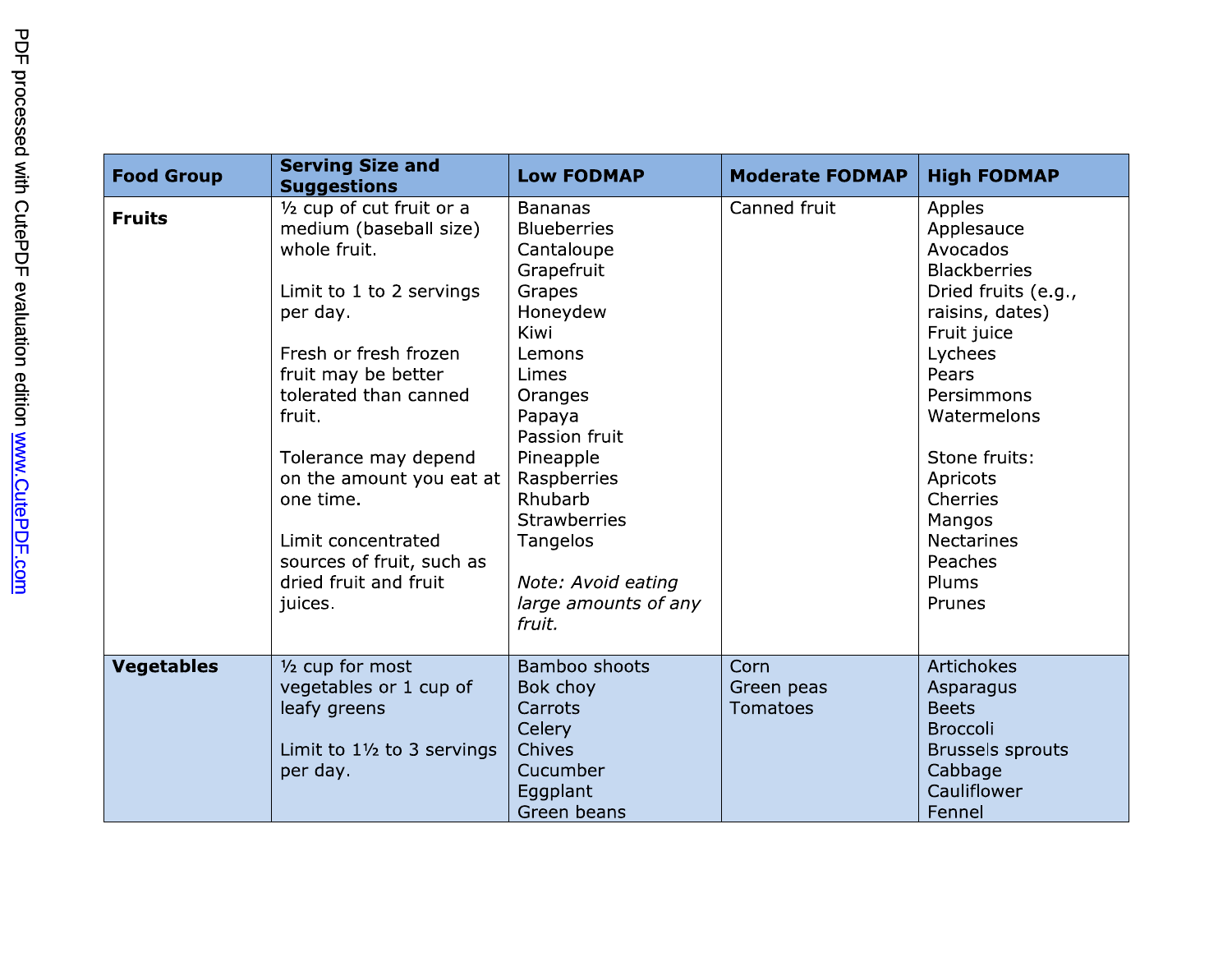| Food Group | Serving Size and Suggestions | Low FODMAP | Moderate FODMAP | High FODMAP |
|---|---|---|---|---|
| **Fruits** | ½ cup of cut fruit or a medium (baseball size) whole fruit.<br><br>Limit to 1 to 2 servings per day.<br><br>Fresh or fresh frozen fruit may be better tolerated than canned fruit.<br><br>Tolerance may depend on the amount you eat at one time.<br><br>Limit concentrated sources of fruit, such as dried fruit and fruit juices. | Bananas<br>Blueberries<br>Cantaloupe<br>Grapefruit<br>Grapes<br>Honeydew<br>Kiwi<br>Lemons<br>Limes<br>Oranges<br>Papaya<br>Passion fruit<br>Pineapple<br>Raspberries<br>Rhubarb<br>Strawberries<br>Tangelos<br><br>*Note: Avoid eating large amounts of any fruit.* | Canned fruit | Apples<br>Applesauce<br>Avocados<br>Blackberries<br>Dried fruits (e.g., raisins, dates)<br>Fruit juice<br>Lychees<br>Pears<br>Persimmons<br>Watermelons<br><br>Stone fruits:<br>Apricots<br>Cherries<br>Mangos<br>Nectarines<br>Peaches<br>Plums<br>Prunes |
| **Vegetables** | ½ cup for most vegetables or 1 cup of leafy greens<br><br>Limit to 1½ to 3 servings per day. | Bamboo shoots<br>Bok choy<br>Carrots<br>Celery<br>Chives<br>Cucumber<br>Eggplant<br>Green beans | Corn<br>Green peas<br>Tomatoes | Artichokes<br>Asparagus<br>Beets<br>Broccoli<br>Brussels sprouts<br>Cabbage<br>Cauliflower<br>Fennel |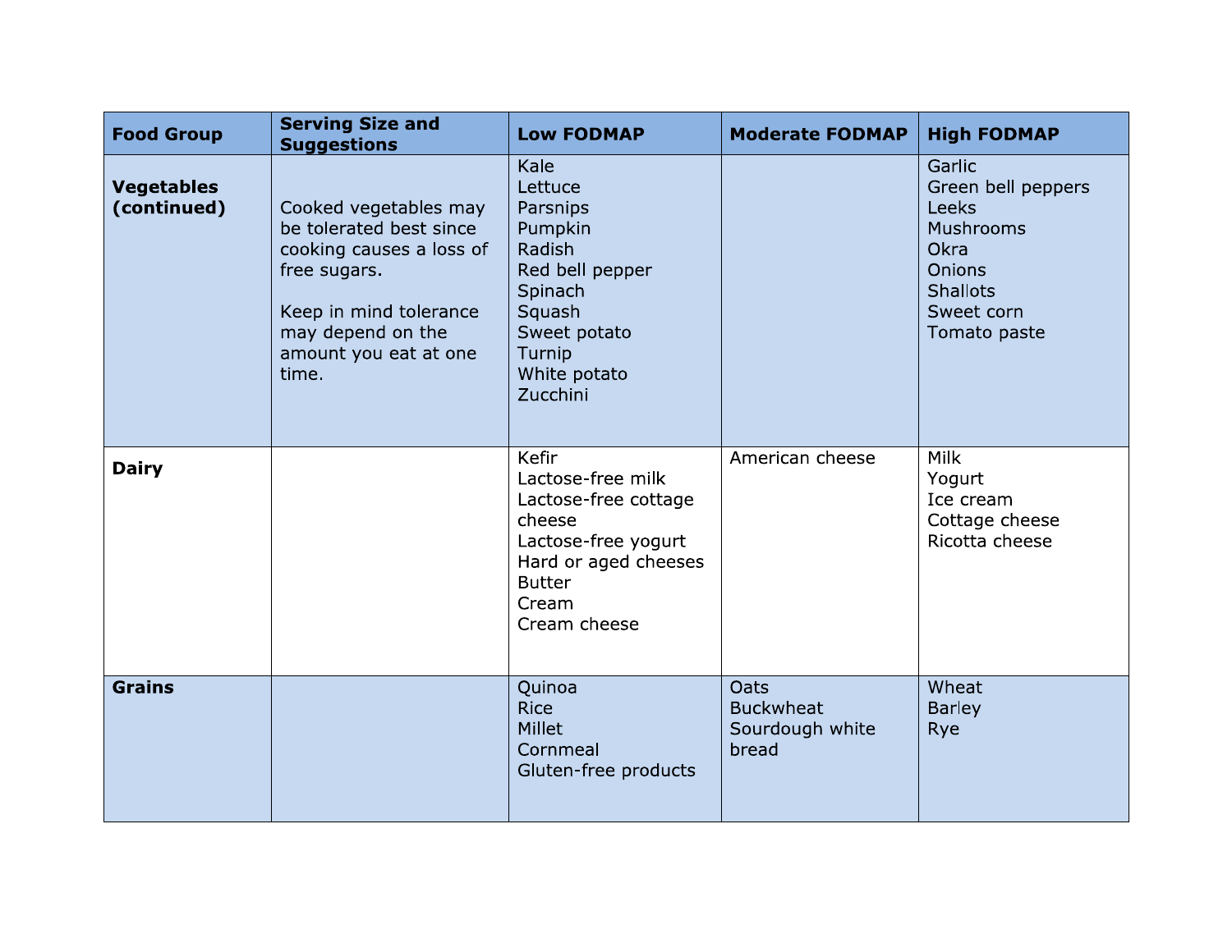| Food Group | Serving Size and Suggestions | Low FODMAP | Moderate FODMAP | High FODMAP |
|---|---|---|---|---|
| **Vegetables (continued)** | Cooked vegetables may be tolerated best since cooking causes a loss of free sugars.<br><br>Keep in mind tolerance may depend on the amount you eat at one time. | Kale<br>Lettuce<br>Parsnips<br>Pumpkin<br>Radish<br>Red bell pepper<br>Spinach<br>Squash<br>Sweet potato<br>Turnip<br>White potato<br>Zucchini | | Garlic<br>Green bell peppers<br>Leeks<br>Mushrooms<br>Okra<br>Onions<br>Shallots<br>Sweet corn<br>Tomato paste |
| **Dairy** | | Kefir<br>Lactose-free milk<br>Lactose-free cottage cheese<br>Lactose-free yogurt<br>Hard or aged cheeses<br>Butter<br>Cream<br>Cream cheese | American cheese | Milk<br>Yogurt<br>Ice cream<br>Cottage cheese<br>Ricotta cheese |
| **Grains** | | Quinoa<br>Rice<br>Millet<br>Cornmeal<br>Gluten-free products | Oats<br>Buckwheat<br>Sourdough white bread | Wheat<br>Barley<br>Rye |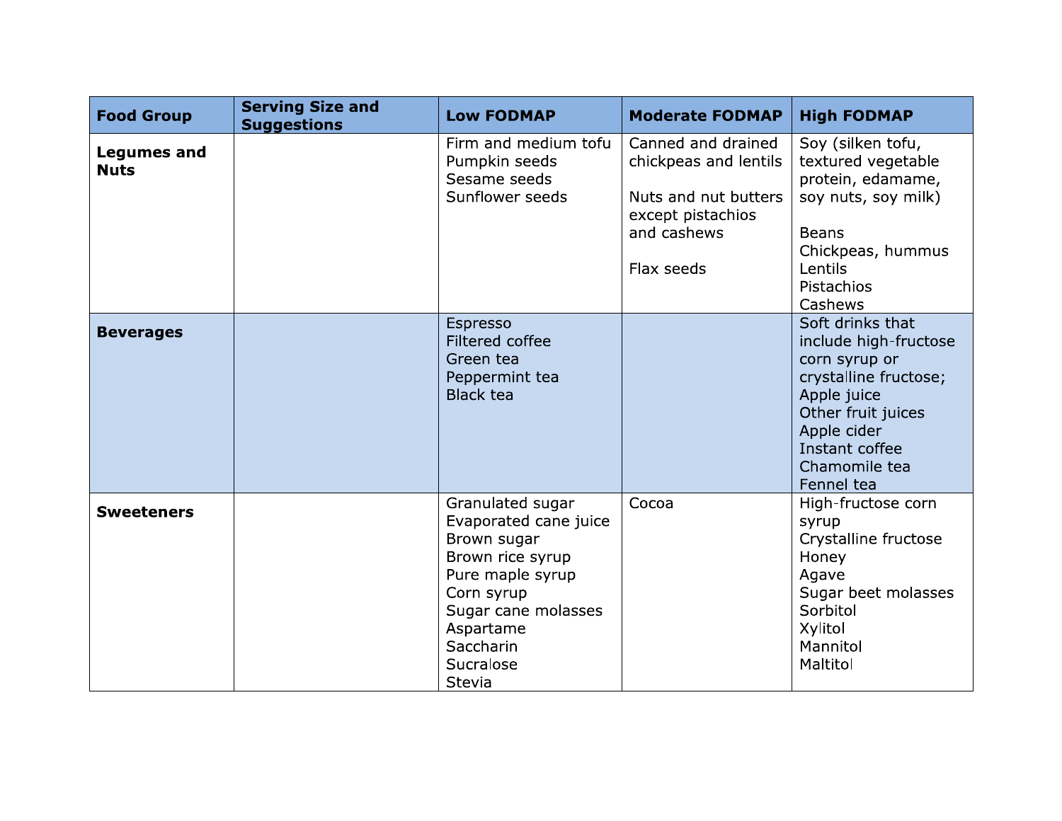| Food Group | Serving Size and Suggestions | Low FODMAP | Moderate FODMAP | High FODMAP |
|---|---|---|---|---|
| **Legumes and Nuts** | | Firm and medium tofu<br>Pumpkin seeds<br>Sesame seeds<br>Sunflower seeds | Canned and drained chickpeas and lentils<br><br>Nuts and nut butters except pistachios and cashews<br><br>Flax seeds | Soy (silken tofu, textured vegetable protein, edamame, soy nuts, soy milk)<br><br>Beans<br>Chickpeas, hummus<br>Lentils<br>Pistachios<br>Cashews |
| **Beverages** | | Espresso<br>Filtered coffee<br>Green tea<br>Peppermint tea<br>Black tea | | Soft drinks that include high-fructose corn syrup or crystalline fructose;<br>Apple juice<br>Other fruit juices<br>Apple cider<br>Instant coffee<br>Chamomile tea<br>Fennel tea |
| **Sweeteners** | | Granulated sugar<br>Evaporated cane juice<br>Brown sugar<br>Brown rice syrup<br>Pure maple syrup<br>Corn syrup<br>Sugar cane molasses<br>Aspartame<br>Saccharin<br>Sucralose<br>Stevia | Cocoa | High-fructose corn syrup<br>Crystalline fructose<br>Honey<br>Agave<br>Sugar beet molasses<br>Sorbitol<br>Xylitol<br>Mannitol<br>Maltitol |